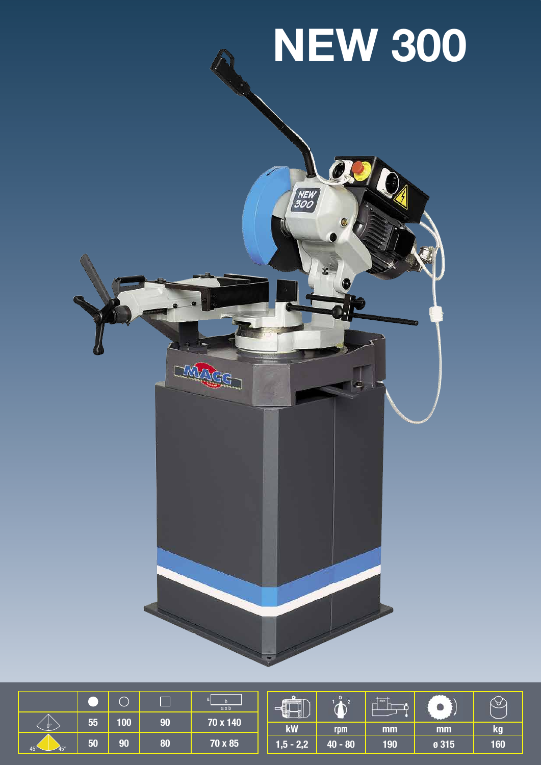# NEW 300

| | ● | ○ | □ | a x b |
|---|---|---|---|---|
| 0° | 55 | 100 | 90 | 70 x 140 |
| 45° 45° | 50 | 90 | 80 | 70 x 85 |

| kW | rpm | mm | mm | kg |
|---|---|---|---|---|
| 1,5 - 2,2 | 40 - 80 | 190 | ø 315 | 160 |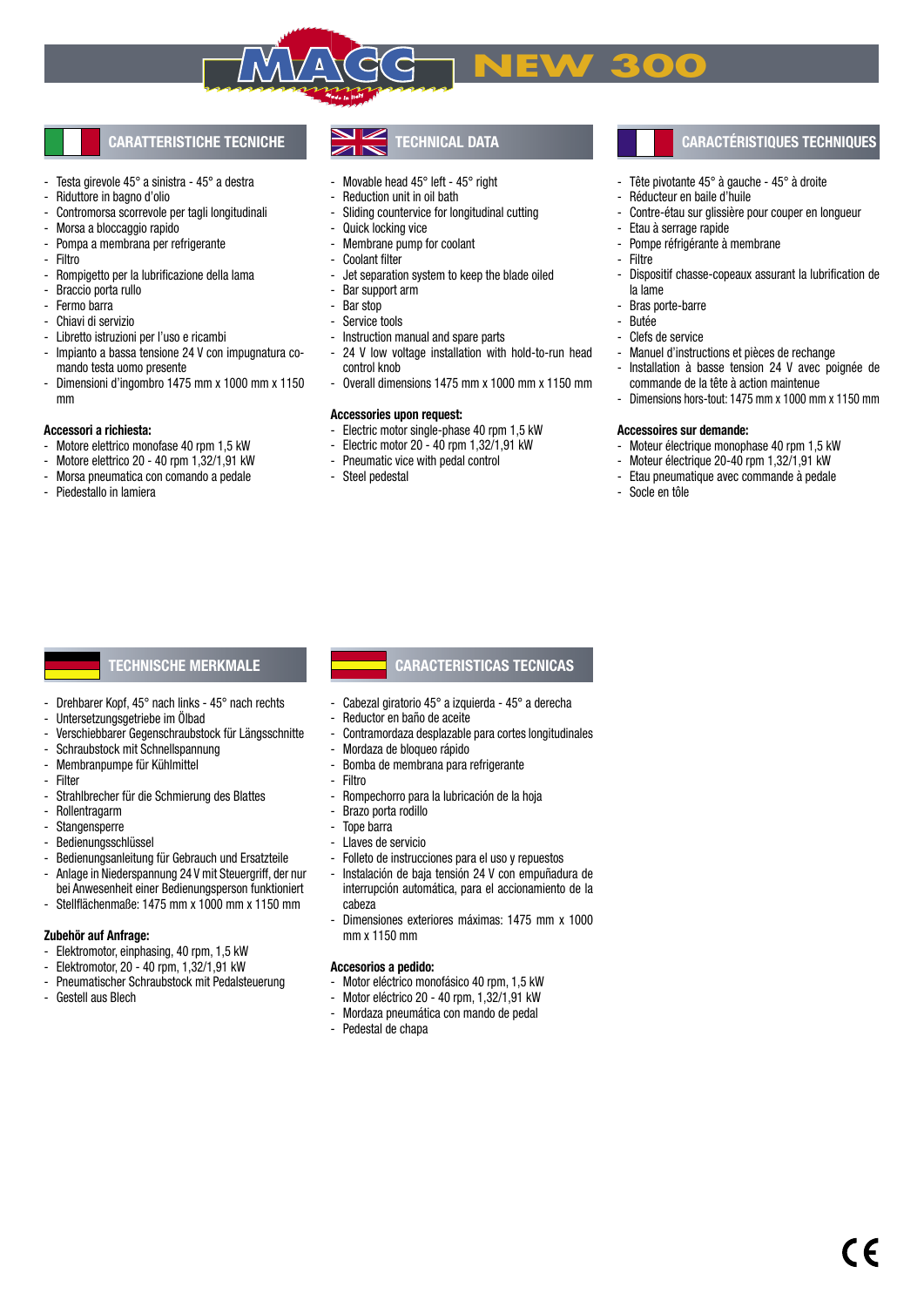# MACC NEW 300

## CARATTERISTICHE TECNICHE

- Testa girevole 45° a sinistra - 45° a destra
- Riduttore in bagno d'olio
- Contromorsa scorrevole per tagli longitudinali
- Morsa a bloccaggio rapido
- Pompa a membrana per refrigerante
- Filtro
- Rompigetto per la lubrificazione della lama
- Braccio porta rullo
- Fermo barra
- Chiavi di servizio
- Libretto istruzioni per l'uso e ricambi
- Impianto a bassa tensione 24 V con impugnatura comando testa uomo presente
- Dimensioni d'ingombro 1475 mm x 1000 mm x 1150 mm

**Accessori a richiesta:**

- Motore elettrico monofase 40 rpm 1,5 kW
- Motore elettrico 20 - 40 rpm 1,32/1,91 kW
- Morsa pneumatica con comando a pedale
- Piedestallo in lamiera

## TECHNICAL DATA

- Movable head 45° left - 45° right
- Reduction unit in oil bath
- Sliding countervice for longitudinal cutting
- Quick locking vice
- Membrane pump for coolant
- Coolant filter
- Jet separation system to keep the blade oiled
- Bar support arm
- Bar stop
- Service tools
- Instruction manual and spare parts
- 24 V low voltage installation with hold-to-run head control knob
- Overall dimensions 1475 mm x 1000 mm x 1150 mm

**Accessories upon request:**

- Electric motor single-phase 40 rpm 1,5 kW
- Electric motor 20 - 40 rpm 1,32/1,91 kW
- Pneumatic vice with pedal control
- Steel pedestal

## CARACTÉRISTIQUES TECHNIQUES

- Tête pivotante 45° à gauche - 45° à droite
- Réducteur en baile d'huile
- Contre-étau sur glissière pour couper en longueur
- Etau à serrage rapide
- Pompe réfrigérante à membrane
- Filtre
- Dispositif chasse-copeaux assurant la lubrification de la lame
- Bras porte-barre
- Butée
- Clefs de service
- Manuel d'instructions et pièces de rechange
- Installation à basse tension 24 V avec poignée de commande de la tête à action maintenue
- Dimensions hors-tout: 1475 mm x 1000 mm x 1150 mm

**Accessoires sur demande:**

- Moteur électrique monophase 40 rpm 1,5 kW
- Moteur électrique 20-40 rpm 1,32/1,91 kW
- Etau pneumatique avec commande à pedale
- Socle en tôle

## TECHNISCHE MERKMALE

- Drehbarer Kopf, 45° nach links - 45° nach rechts
- Untersetzungsgetriebe im Ölbad
- Verschiebbarer Gegenschraubstock für Längsschnitte
- Schraubstock mit Schnellspannung
- Membranpumpe für Kühlmittel
- Filter
- Strahlbrecher für die Schmierung des Blattes
- Rollentragarm
- Stangensperre
- Bedienungsschlüssel
- Bedienungsanleitung für Gebrauch und Ersatzteile
- Anlage in Niederspannung 24 V mit Steuergriff, der nur bei Anwesenheit einer Bedienungsperson funktioniert
- Stellflächenmaße: 1475 mm x 1000 mm x 1150 mm

**Zubehör auf Anfrage:**

- Elektromotor, einphasing, 40 rpm, 1,5 kW
- Elektromotor, 20 - 40 rpm, 1,32/1,91 kW
- Pneumatischer Schraubstock mit Pedalsteuerung
- Gestell aus Blech

## CARACTERISTICAS TECNICAS

- Cabezal giratorio 45° a izquierda - 45° a derecha
- Reductor en baño de aceite
- Contramordaza desplazable para cortes longitudinales
- Mordaza de bloqueo rápido
- Bomba de membrana para refrigerante
- Filtro
- Rompechorro para la lubricación de la hoja
- Brazo porta rodillo
- Tope barra
- Llaves de servicio
- Folleto de instrucciones para el uso y repuestos
- Instalación de baja tensión 24 V con empuñadura de interrupción automática, para el accionamiento de la cabeza
- Dimensiones exteriores máximas: 1475 mm x 1000 mm x 1150 mm

**Accesorios a pedido:**

- Motor eléctrico monofásico 40 rpm, 1,5 kW
- Motor eléctrico 20 - 40 rpm, 1,32/1,91 kW
- Mordaza pneumática con mando de pedal
- Pedestal de chapa

CE